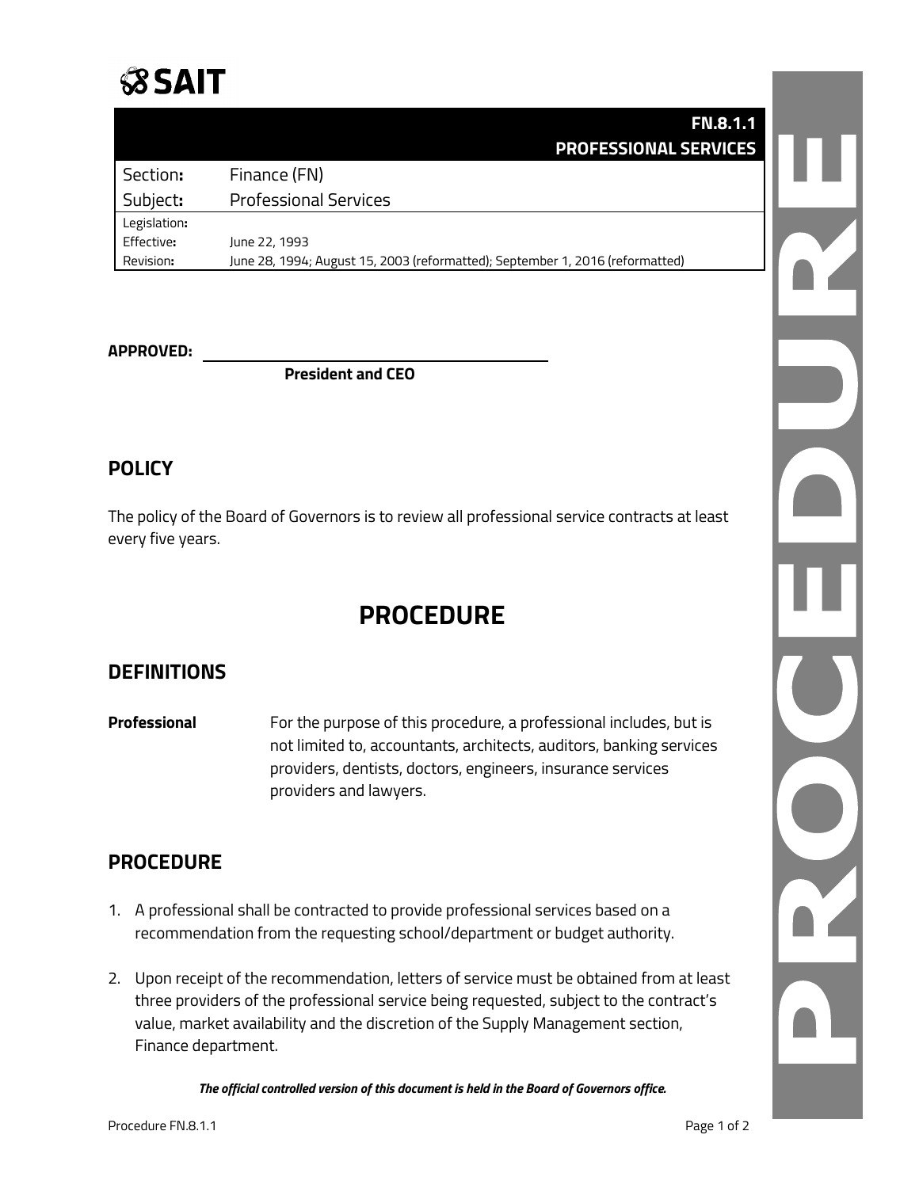**SAIT**

| **FN.8.1.1 PROFESSIONAL SERVICES** | |
|---|---|
| Section**:** | Finance (FN) |
| Subject**:** | Professional Services |
| Legislation**:** | |
| Effective**:** | June 22, 1993 |
| Revision**:** | June 28, 1994; August 15, 2003 (reformatted); September 1, 2016 (reformatted) |

**APPROVED:** ______________________________

**President and CEO**

## POLICY

The policy of the Board of Governors is to review all professional service contracts at least every five years.

# PROCEDURE

## DEFINITIONS

**Professional** For the purpose of this procedure, a professional includes, but is not limited to, accountants, architects, auditors, banking services providers, dentists, doctors, engineers, insurance services providers and lawyers.

## PROCEDURE

1. A professional shall be contracted to provide professional services based on a recommendation from the requesting school/department or budget authority.
2. Upon receipt of the recommendation, letters of service must be obtained from at least three providers of the professional service being requested, subject to the contract's value, market availability and the discretion of the Supply Management section, Finance department.

***The official controlled version of this document is held in the Board of Governors office.***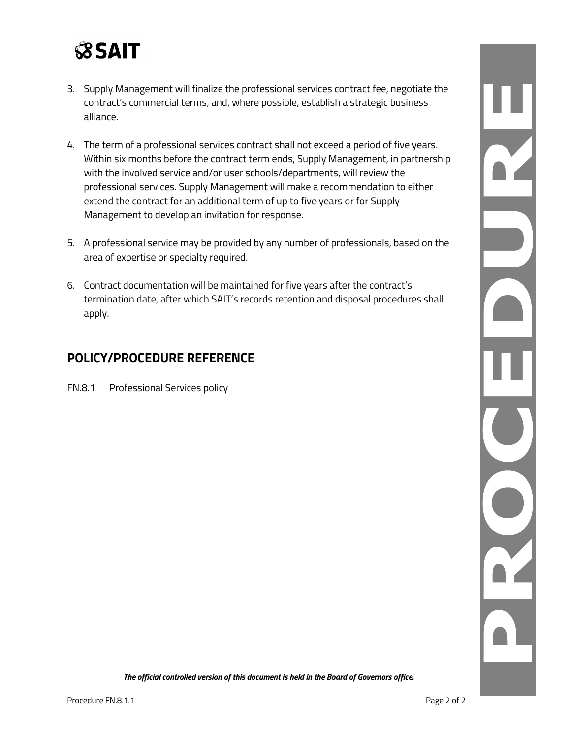3. Supply Management will finalize the professional services contract fee, negotiate the contract's commercial terms, and, where possible, establish a strategic business alliance.

4. The term of a professional services contract shall not exceed a period of five years. Within six months before the contract term ends, Supply Management, in partnership with the involved service and/or user schools/departments, will review the professional services. Supply Management will make a recommendation to either extend the contract for an additional term of up to five years or for Supply Management to develop an invitation for response.

5. A professional service may be provided by any number of professionals, based on the area of expertise or specialty required.

6. Contract documentation will be maintained for five years after the contract's termination date, after which SAIT's records retention and disposal procedures shall apply.

## POLICY/PROCEDURE REFERENCE

FN.8.1 Professional Services policy

***The official controlled version of this document is held in the Board of Governors office.***